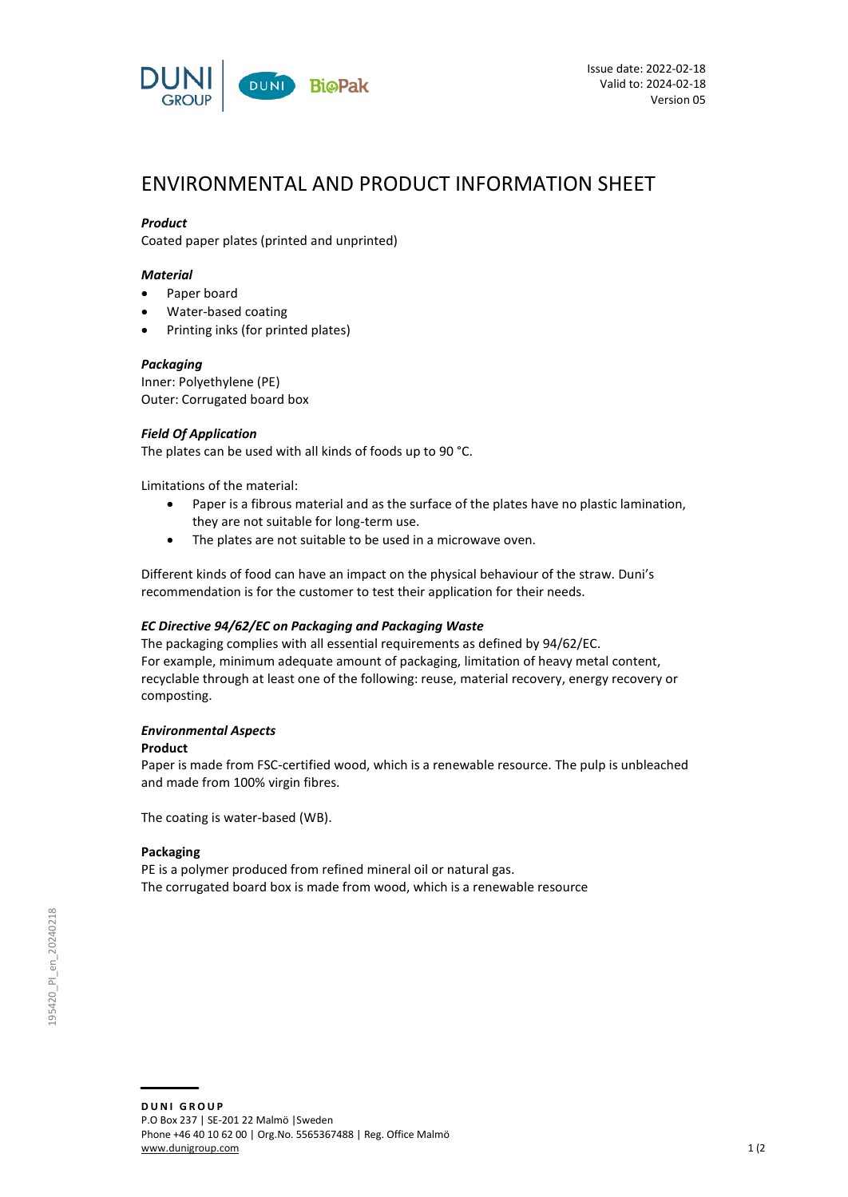Issue date: 2022-02-18
Valid to: 2024-02-18
Version 05

# ENVIRONMENTAL AND PRODUCT INFORMATION SHEET

***Product***

Coated paper plates (printed and unprinted)

***Material***

- Paper board
- Water-based coating
- Printing inks (for printed plates)

***Packaging***

Inner: Polyethylene (PE)
Outer: Corrugated board box

***Field Of Application***

The plates can be used with all kinds of foods up to 90 °C.

Limitations of the material:

- Paper is a fibrous material and as the surface of the plates have no plastic lamination, they are not suitable for long-term use.
- The plates are not suitable to be used in a microwave oven.

Different kinds of food can have an impact on the physical behaviour of the straw. Duni's recommendation is for the customer to test their application for their needs.

***EC Directive 94/62/EC on Packaging and Packaging Waste***

The packaging complies with all essential requirements as defined by 94/62/EC.
For example, minimum adequate amount of packaging, limitation of heavy metal content, recyclable through at least one of the following: reuse, material recovery, energy recovery or composting.

***Environmental Aspects***

**Product**

Paper is made from FSC-certified wood, which is a renewable resource. The pulp is unbleached and made from 100% virgin fibres.

The coating is water-based (WB).

**Packaging**

PE is a polymer produced from refined mineral oil or natural gas.
The corrugated board box is made from wood, which is a renewable resource

195420_PI_en_20240218

**DUNI GROUP**
P.O Box 237 | SE-201 22 Malmö | Sweden
Phone +46 40 10 62 00 | Org.No. 5565367488 | Reg. Office Malmö
www.dunigroup.com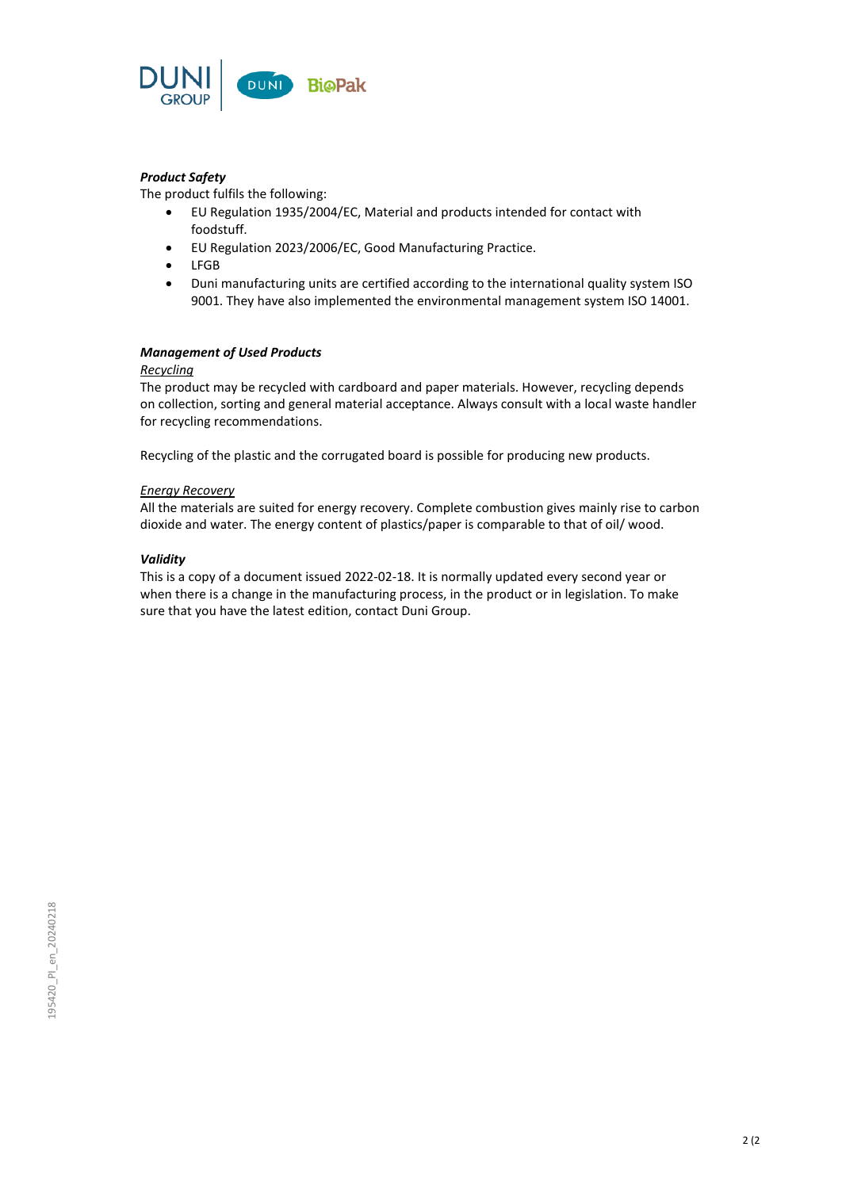***Product Safety***

The product fulfils the following:

- EU Regulation 1935/2004/EC, Material and products intended for contact with foodstuff.
- EU Regulation 2023/2006/EC, Good Manufacturing Practice.
- LFGB
- Duni manufacturing units are certified according to the international quality system ISO 9001. They have also implemented the environmental management system ISO 14001.

***Management of Used Products***

*Recycling*

The product may be recycled with cardboard and paper materials. However, recycling depends on collection, sorting and general material acceptance. Always consult with a local waste handler for recycling recommendations.

Recycling of the plastic and the corrugated board is possible for producing new products.

*Energy Recovery*

All the materials are suited for energy recovery. Complete combustion gives mainly rise to carbon dioxide and water. The energy content of plastics/paper is comparable to that of oil/ wood.

***Validity***

This is a copy of a document issued 2022-02-18. It is normally updated every second year or when there is a change in the manufacturing process, in the product or in legislation. To make sure that you have the latest edition, contact Duni Group.

195420_PI_en_20240218